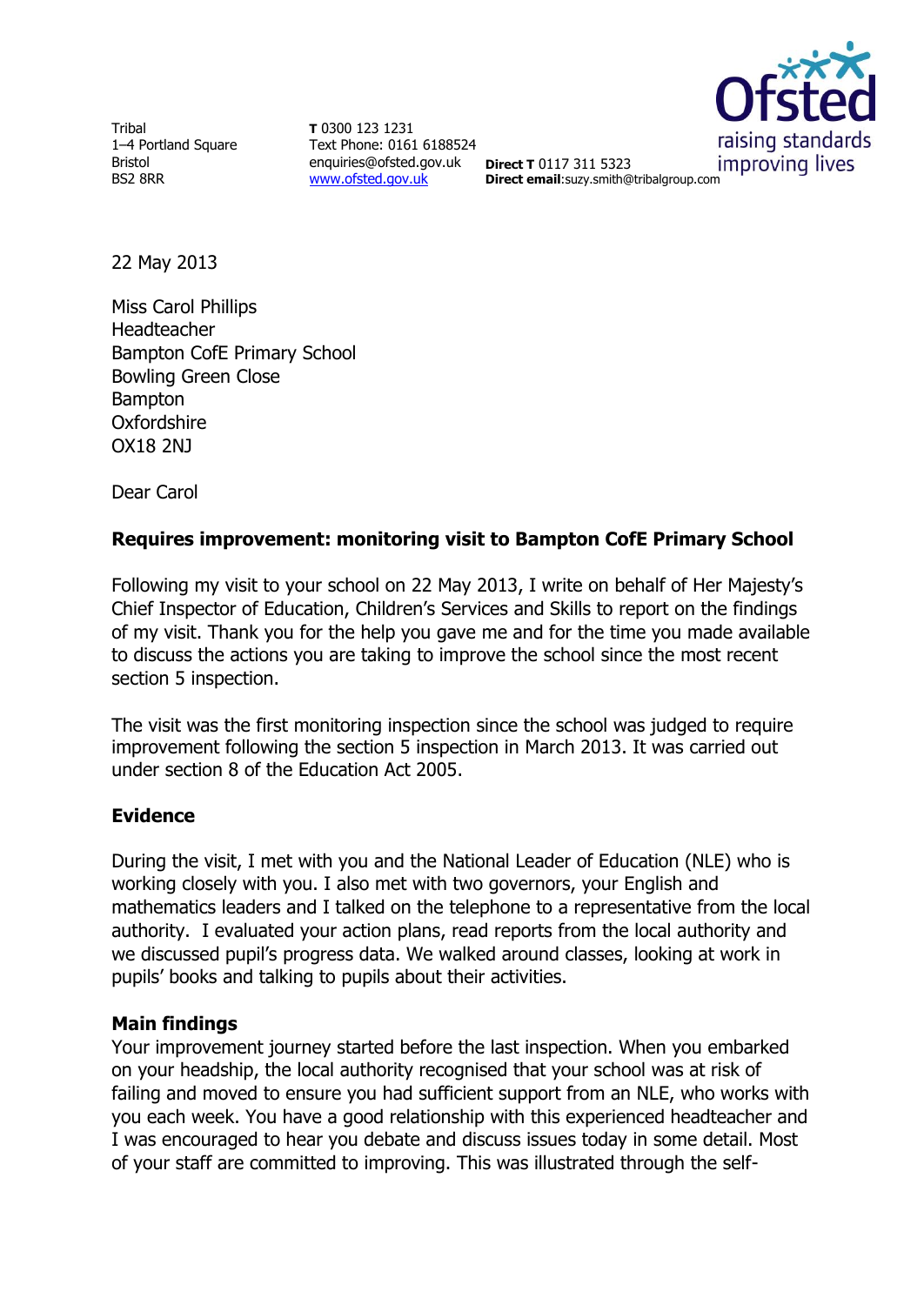Tribal
1–4 Portland Square
Bristol
BS2 8RR

**T** 0300 123 1231
Text Phone: 0161 6188524
enquiries@ofsted.gov.uk
www.ofsted.gov.uk

**Direct T** 0117 311 5323
**Direct email**:suzy.smith@tribalgroup.com

22 May 2013

Miss Carol Phillips
Headteacher
Bampton CofE Primary School
Bowling Green Close
Bampton
Oxfordshire
OX18 2NJ

Dear Carol

**Requires improvement: monitoring visit to Bampton CofE Primary School**

Following my visit to your school on 22 May 2013, I write on behalf of Her Majesty's Chief Inspector of Education, Children's Services and Skills to report on the findings of my visit. Thank you for the help you gave me and for the time you made available to discuss the actions you are taking to improve the school since the most recent section 5 inspection.

The visit was the first monitoring inspection since the school was judged to require improvement following the section 5 inspection in March 2013. It was carried out under section 8 of the Education Act 2005.

## Evidence

During the visit, I met with you and the National Leader of Education (NLE) who is working closely with you. I also met with two governors, your English and mathematics leaders and I talked on the telephone to a representative from the local authority. I evaluated your action plans, read reports from the local authority and we discussed pupil's progress data. We walked around classes, looking at work in pupils' books and talking to pupils about their activities.

## Main findings

Your improvement journey started before the last inspection. When you embarked on your headship, the local authority recognised that your school was at risk of failing and moved to ensure you had sufficient support from an NLE, who works with you each week. You have a good relationship with this experienced headteacher and I was encouraged to hear you debate and discuss issues today in some detail. Most of your staff are committed to improving. This was illustrated through the self-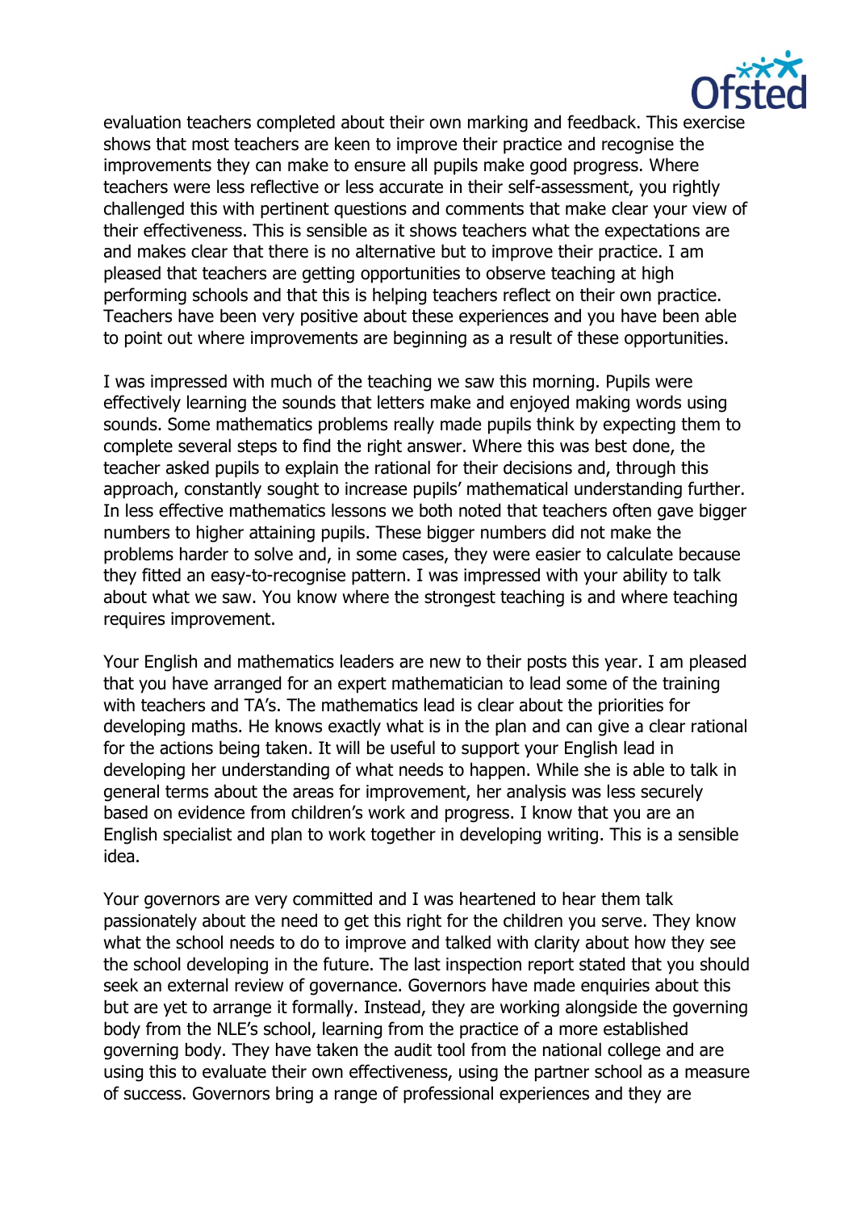evaluation teachers completed about their own marking and feedback. This exercise shows that most teachers are keen to improve their practice and recognise the improvements they can make to ensure all pupils make good progress. Where teachers were less reflective or less accurate in their self-assessment, you rightly challenged this with pertinent questions and comments that make clear your view of their effectiveness. This is sensible as it shows teachers what the expectations are and makes clear that there is no alternative but to improve their practice. I am pleased that teachers are getting opportunities to observe teaching at high performing schools and that this is helping teachers reflect on their own practice. Teachers have been very positive about these experiences and you have been able to point out where improvements are beginning as a result of these opportunities.

I was impressed with much of the teaching we saw this morning. Pupils were effectively learning the sounds that letters make and enjoyed making words using sounds. Some mathematics problems really made pupils think by expecting them to complete several steps to find the right answer. Where this was best done, the teacher asked pupils to explain the rational for their decisions and, through this approach, constantly sought to increase pupils' mathematical understanding further. In less effective mathematics lessons we both noted that teachers often gave bigger numbers to higher attaining pupils. These bigger numbers did not make the problems harder to solve and, in some cases, they were easier to calculate because they fitted an easy-to-recognise pattern. I was impressed with your ability to talk about what we saw. You know where the strongest teaching is and where teaching requires improvement.

Your English and mathematics leaders are new to their posts this year. I am pleased that you have arranged for an expert mathematician to lead some of the training with teachers and TA's. The mathematics lead is clear about the priorities for developing maths. He knows exactly what is in the plan and can give a clear rational for the actions being taken. It will be useful to support your English lead in developing her understanding of what needs to happen. While she is able to talk in general terms about the areas for improvement, her analysis was less securely based on evidence from children's work and progress. I know that you are an English specialist and plan to work together in developing writing. This is a sensible idea.

Your governors are very committed and I was heartened to hear them talk passionately about the need to get this right for the children you serve. They know what the school needs to do to improve and talked with clarity about how they see the school developing in the future. The last inspection report stated that you should seek an external review of governance. Governors have made enquiries about this but are yet to arrange it formally. Instead, they are working alongside the governing body from the NLE's school, learning from the practice of a more established governing body. They have taken the audit tool from the national college and are using this to evaluate their own effectiveness, using the partner school as a measure of success. Governors bring a range of professional experiences and they are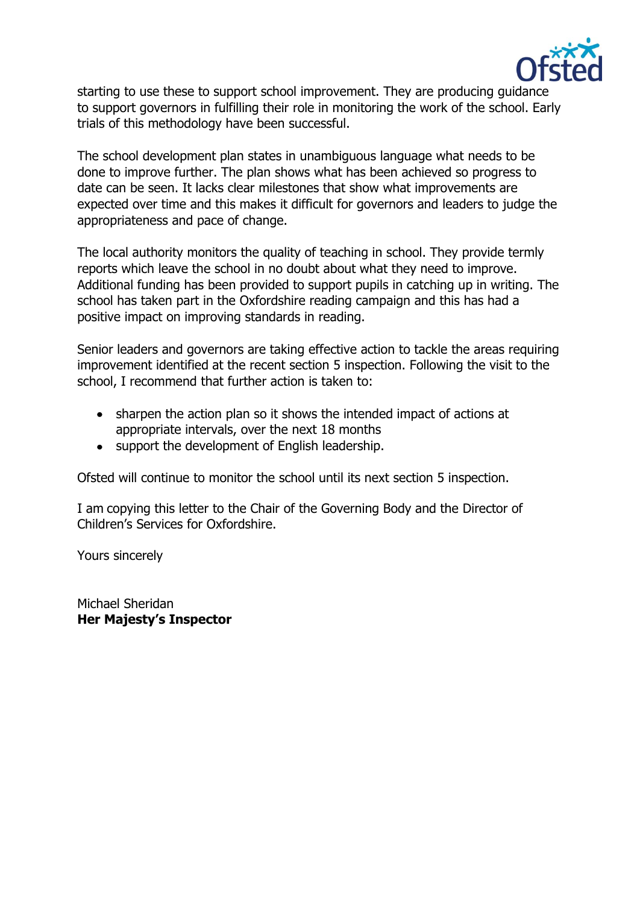starting to use these to support school improvement. They are producing guidance to support governors in fulfilling their role in monitoring the work of the school. Early trials of this methodology have been successful.

The school development plan states in unambiguous language what needs to be done to improve further. The plan shows what has been achieved so progress to date can be seen. It lacks clear milestones that show what improvements are expected over time and this makes it difficult for governors and leaders to judge the appropriateness and pace of change.

The local authority monitors the quality of teaching in school. They provide termly reports which leave the school in no doubt about what they need to improve. Additional funding has been provided to support pupils in catching up in writing. The school has taken part in the Oxfordshire reading campaign and this has had a positive impact on improving standards in reading.

Senior leaders and governors are taking effective action to tackle the areas requiring improvement identified at the recent section 5 inspection. Following the visit to the school, I recommend that further action is taken to:

- sharpen the action plan so it shows the intended impact of actions at appropriate intervals, over the next 18 months
- support the development of English leadership.

Ofsted will continue to monitor the school until its next section 5 inspection.

I am copying this letter to the Chair of the Governing Body and the Director of Children's Services for Oxfordshire.

Yours sincerely

Michael Sheridan
**Her Majesty's Inspector**